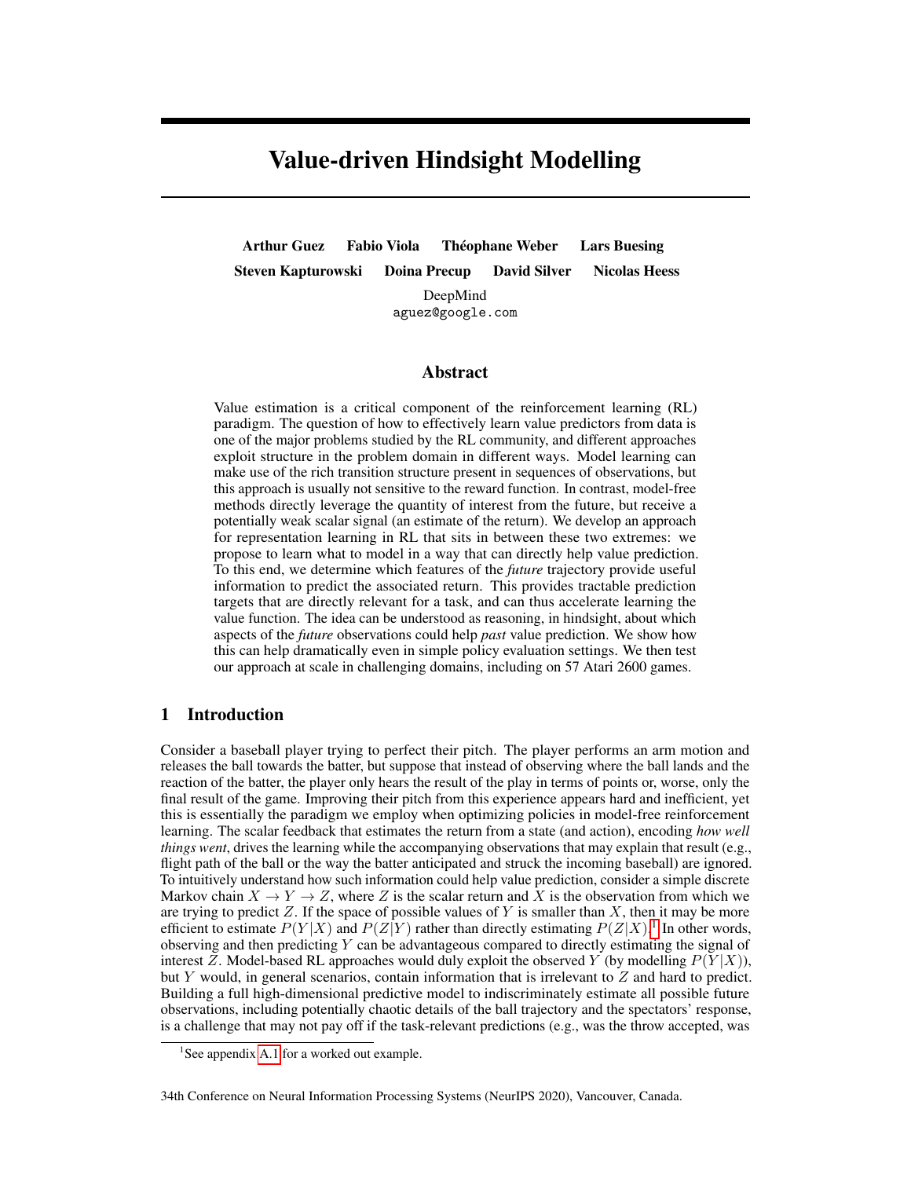# Value-driven Hindsight Modelling

**Arthur Guez   Fabio Viola   Théophane Weber   Lars Buesing**
**Steven Kapturowski   Doina Precup   David Silver   Nicolas Heess**

DeepMind
aguez@google.com

## Abstract

Value estimation is a critical component of the reinforcement learning (RL) paradigm. The question of how to effectively learn value predictors from data is one of the major problems studied by the RL community, and different approaches exploit structure in the problem domain in different ways. Model learning can make use of the rich transition structure present in sequences of observations, but this approach is usually not sensitive to the reward function. In contrast, model-free methods directly leverage the quantity of interest from the future, but receive a potentially weak scalar signal (an estimate of the return). We develop an approach for representation learning in RL that sits in between these two extremes: we propose to learn what to model in a way that can directly help value prediction. To this end, we determine which features of the *future* trajectory provide useful information to predict the associated return. This provides tractable prediction targets that are directly relevant for a task, and can thus accelerate learning the value function. The idea can be understood as reasoning, in hindsight, about which aspects of the *future* observations could help *past* value prediction. We show how this can help dramatically even in simple policy evaluation settings. We then test our approach at scale in challenging domains, including on 57 Atari 2600 games.

## 1 Introduction

Consider a baseball player trying to perfect their pitch. The player performs an arm motion and releases the ball towards the batter, but suppose that instead of observing where the ball lands and the reaction of the batter, the player only hears the result of the play in terms of points or, worse, only the final result of the game. Improving their pitch from this experience appears hard and inefficient, yet this is essentially the paradigm we employ when optimizing policies in model-free reinforcement learning. The scalar feedback that estimates the return from a state (and action), encoding *how well things went*, drives the learning while the accompanying observations that may explain that result (e.g., flight path of the ball or the way the batter anticipated and struck the incoming baseball) are ignored. To intuitively understand how such information could help value prediction, consider a simple discrete Markov chain $X \to Y \to Z$, where $Z$ is the scalar return and $X$ is the observation from which we are trying to predict $Z$. If the space of possible values of $Y$ is smaller than $X$, then it may be more efficient to estimate $P(Y|X)$ and $P(Z|Y)$ rather than directly estimating $P(Z|X)$.[1] In other words, observing and then predicting $Y$ can be advantageous compared to directly estimating the signal of interest $Z$. Model-based RL approaches would duly exploit the observed $Y$ (by modelling $P(Y|X)$), but $Y$ would, in general scenarios, contain information that is irrelevant to $Z$ and hard to predict. Building a full high-dimensional predictive model to indiscriminately estimate all possible future observations, including potentially chaotic details of the ball trajectory and the spectators' response, is a challenge that may not pay off if the task-relevant predictions (e.g., was the throw accepted, was

[1] See appendix A.1 for a worked out example.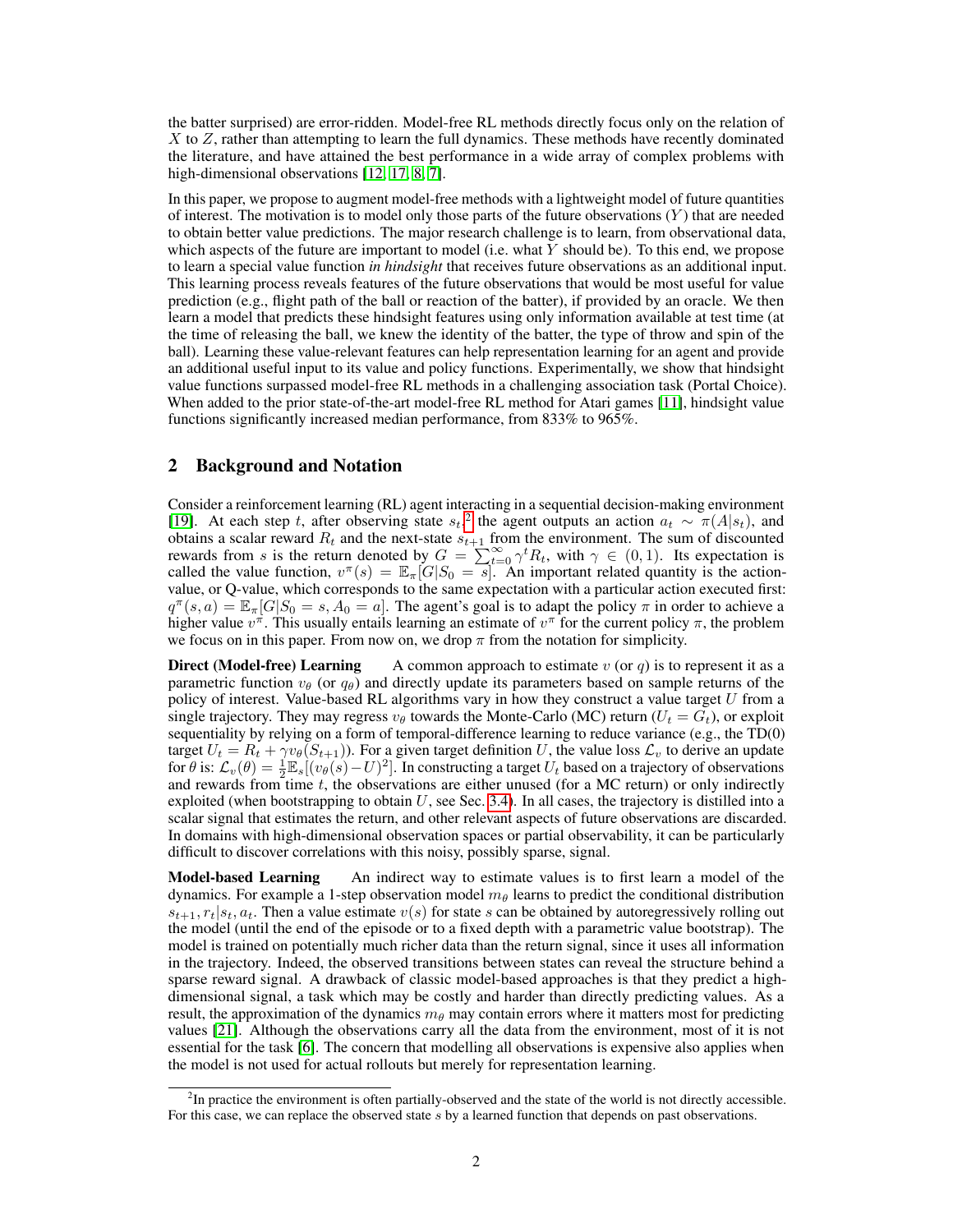the batter surprised) are error-ridden. Model-free RL methods directly focus only on the relation of $X$ to $Z$, rather than attempting to learn the full dynamics. These methods have recently dominated the literature, and have attained the best performance in a wide array of complex problems with high-dimensional observations [12, 17, 8, 7].

In this paper, we propose to augment model-free methods with a lightweight model of future quantities of interest. The motivation is to model only those parts of the future observations ($Y$) that are needed to obtain better value predictions. The major research challenge is to learn, from observational data, which aspects of the future are important to model (i.e. what $Y$ should be). To this end, we propose to learn a special value function *in hindsight* that receives future observations as an additional input. This learning process reveals features of the future observations that would be most useful for value prediction (e.g., flight path of the ball or reaction of the batter), if provided by an oracle. We then learn a model that predicts these hindsight features using only information available at test time (at the time of releasing the ball, we knew the identity of the batter, the type of throw and spin of the ball). Learning these value-relevant features can help representation learning for an agent and provide an additional useful input to its value and policy functions. Experimentally, we show that hindsight value functions surpassed model-free RL methods in a challenging association task (Portal Choice). When added to the prior state-of-the-art model-free RL method for Atari games [11], hindsight value functions significantly increased median performance, from 833% to 965%.

## 2 Background and Notation

Consider a reinforcement learning (RL) agent interacting in a sequential decision-making environment [19]. At each step $t$, after observing state $s_t$,[2] the agent outputs an action $a_t \sim \pi(A|s_t)$, and obtains a scalar reward $R_t$ and the next-state $s_{t+1}$ from the environment. The sum of discounted rewards from $s$ is the return denoted by $G = \sum_{t=0}^{\infty} \gamma^t R_t$, with $\gamma \in (0, 1)$. Its expectation is called the value function, $v^\pi(s) = \mathbb{E}_\pi[G|S_0 = s]$. An important related quantity is the action-value, or Q-value, which corresponds to the same expectation with a particular action executed first: $q^\pi(s, a) = \mathbb{E}_\pi[G|S_0 = s, A_0 = a]$. The agent's goal is to adapt the policy $\pi$ in order to achieve a higher value $v^\pi$. This usually entails learning an estimate of $v^\pi$ for the current policy $\pi$, the problem we focus on in this paper. From now on, we drop $\pi$ from the notation for simplicity.

**Direct (Model-free) Learning** A common approach to estimate $v$ (or $q$) is to represent it as a parametric function $v_\theta$ (or $q_\theta$) and directly update its parameters based on sample returns of the policy of interest. Value-based RL algorithms vary in how they construct a value target $U$ from a single trajectory. They may regress $v_\theta$ towards the Monte-Carlo (MC) return ($U_t = G_t$), or exploit sequentiality by relying on a form of temporal-difference learning to reduce variance (e.g., the TD(0) target $U_t = R_t + \gamma v_\theta(S_{t+1})$). For a given target definition $U$, the value loss $\mathcal{L}_v$ to derive an update for $\theta$ is: $\mathcal{L}_v(\theta) = \frac{1}{2}\mathbb{E}_s[(v_\theta(s) - U)^2]$. In constructing a target $U_t$ based on a trajectory of observations and rewards from time $t$, the observations are either unused (for a MC return) or only indirectly exploited (when bootstrapping to obtain $U$, see Sec. 3.4). In all cases, the trajectory is distilled into a scalar signal that estimates the return, and other relevant aspects of future observations are discarded. In domains with high-dimensional observation spaces or partial observability, it can be particularly difficult to discover correlations with this noisy, possibly sparse, signal.

**Model-based Learning** An indirect way to estimate values is to first learn a model of the dynamics. For example a 1-step observation model $m_\theta$ learns to predict the conditional distribution $s_{t+1}, r_t | s_t, a_t$. Then a value estimate $v(s)$ for state $s$ can be obtained by autoregressively rolling out the model (until the end of the episode or to a fixed depth with a parametric value bootstrap). The model is trained on potentially much richer data than the return signal, since it uses all information in the trajectory. Indeed, the observed transitions between states can reveal the structure behind a sparse reward signal. A drawback of classic model-based approaches is that they predict a high-dimensional signal, a task which may be costly and harder than directly predicting values. As a result, the approximation of the dynamics $m_\theta$ may contain errors where it matters most for predicting values [21]. Although the observations carry all the data from the environment, most of it is not essential for the task [6]. The concern that modelling all observations is expensive also applies when the model is not used for actual rollouts but merely for representation learning.

[2] In practice the environment is often partially-observed and the state of the world is not directly accessible. For this case, we can replace the observed state $s$ by a learned function that depends on past observations.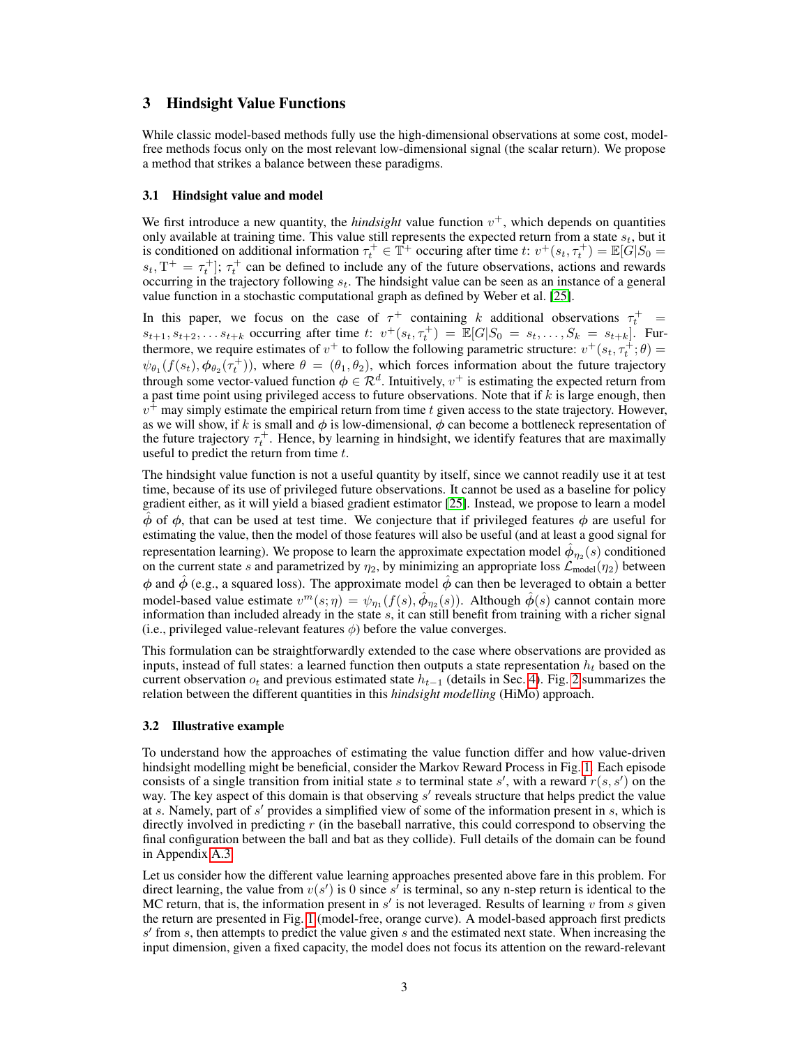## 3 Hindsight Value Functions

While classic model-based methods fully use the high-dimensional observations at some cost, model-free methods focus only on the most relevant low-dimensional signal (the scalar return). We propose a method that strikes a balance between these paradigms.

### 3.1 Hindsight value and model

We first introduce a new quantity, the *hindsight* value function $v^+$, which depends on quantities only available at training time. This value still represents the expected return from a state $s_t$, but it is conditioned on additional information $\tau_t^+ \in \mathbb{T}^+$ occuring after time $t$: $v^+(s_t, \tau_t^+) = \mathbb{E}[G|S_0 = s_t, \mathrm{T}^+ = \tau_t^+]$; $\tau_t^+$ can be defined to include any of the future observations, actions and rewards occurring in the trajectory following $s_t$. The hindsight value can be seen as an instance of a general value function in a stochastic computational graph as defined by Weber et al. [25].

In this paper, we focus on the case of $\tau^+$ containing $k$ additional observations $\tau_t^+ = s_{t+1}, s_{t+2}, \dots s_{t+k}$ occurring after time $t$: $v^+(s_t, \tau_t^+) = \mathbb{E}[G|S_0 = s_t, \dots, S_k = s_{t+k}]$. Furthermore, we require estimates of $v^+$ to follow the following parametric structure: $v^+(s_t, \tau_t^+; \theta) = \psi_{\theta_1}(f(s_t), \boldsymbol{\phi}_{\theta_2}(\tau_t^+))$, where $\theta = (\theta_1, \theta_2)$, which forces information about the future trajectory through some vector-valued function $\boldsymbol{\phi} \in \mathcal{R}^d$. Intuitively, $v^+$ is estimating the expected return from a past time point using privileged access to future observations. Note that if $k$ is large enough, then $v^+$ may simply estimate the empirical return from time $t$ given access to the state trajectory. However, as we will show, if $k$ is small and $\boldsymbol{\phi}$ is low-dimensional, $\boldsymbol{\phi}$ can become a bottleneck representation of the future trajectory $\tau_t^+$. Hence, by learning in hindsight, we identify features that are maximally useful to predict the return from time $t$.

The hindsight value function is not a useful quantity by itself, since we cannot readily use it at test time, because of its use of privileged future observations. It cannot be used as a baseline for policy gradient either, as it will yield a biased gradient estimator [25]. Instead, we propose to learn a model $\hat{\boldsymbol{\phi}}$ of $\boldsymbol{\phi}$, that can be used at test time. We conjecture that if privileged features $\boldsymbol{\phi}$ are useful for estimating the value, then the model of those features will also be useful (and at least a good signal for representation learning). We propose to learn the approximate expectation model $\hat{\boldsymbol{\phi}}_{\eta_2}(s)$ conditioned on the current state $s$ and parametrized by $\eta_2$, by minimizing an appropriate loss $\mathcal{L}_{\text{model}}(\eta_2)$ between $\boldsymbol{\phi}$ and $\hat{\boldsymbol{\phi}}$ (e.g., a squared loss). The approximate model $\hat{\boldsymbol{\phi}}$ can then be leveraged to obtain a better model-based value estimate $v^m(s; \eta) = \psi_{\eta_1}(f(s), \hat{\boldsymbol{\phi}}_{\eta_2}(s))$. Although $\hat{\boldsymbol{\phi}}(s)$ cannot contain more information than included already in the state $s$, it can still benefit from training with a richer signal (i.e., privileged value-relevant features $\phi$) before the value converges.

This formulation can be straightforwardly extended to the case where observations are provided as inputs, instead of full states: a learned function then outputs a state representation $h_t$ based on the current observation $o_t$ and previous estimated state $h_{t-1}$ (details in Sec. 4). Fig. 2 summarizes the relation between the different quantities in this *hindsight modelling* (HiMo) approach.

### 3.2 Illustrative example

To understand how the approaches of estimating the value function differ and how value-driven hindsight modelling might be beneficial, consider the Markov Reward Process in Fig. 1. Each episode consists of a single transition from initial state $s$ to terminal state $s'$, with a reward $r(s, s')$ on the way. The key aspect of this domain is that observing $s'$ reveals structure that helps predict the value at $s$. Namely, part of $s'$ provides a simplified view of some of the information present in $s$, which is directly involved in predicting $r$ (in the baseball narrative, this could correspond to observing the final configuration between the ball and bat as they collide). Full details of the domain can be found in Appendix A.3.

Let us consider how the different value learning approaches presented above fare in this problem. For direct learning, the value from $v(s')$ is 0 since $s'$ is terminal, so any n-step return is identical to the MC return, that is, the information present in $s'$ is not leveraged. Results of learning $v$ from $s$ given the return are presented in Fig. 1 (model-free, orange curve). A model-based approach first predicts $s'$ from $s$, then attempts to predict the value given $s$ and the estimated next state. When increasing the input dimension, given a fixed capacity, the model does not focus its attention on the reward-relevant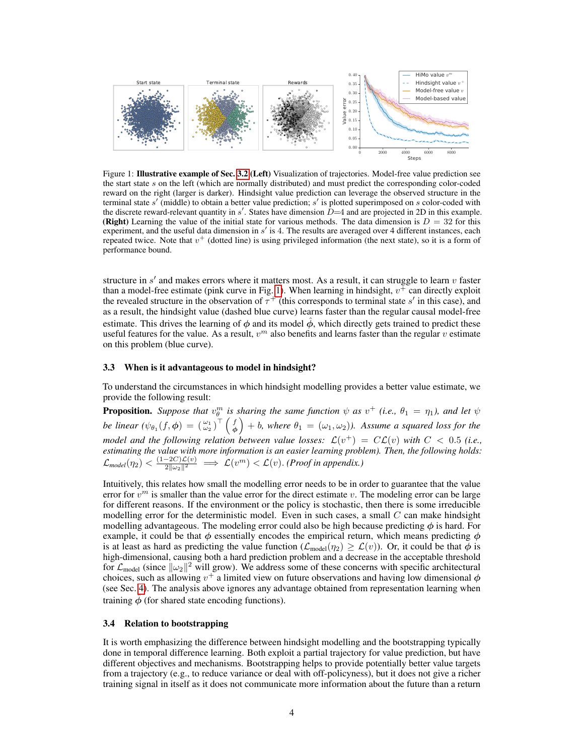Figure 1: **Illustrative example of Sec. 3.2** **(Left)** Visualization of trajectories. Model-free value prediction see the start state $s$ on the left (which are normally distributed) and must predict the corresponding color-coded reward on the right (larger is darker). Hindsight value prediction can leverage the observed structure in the terminal state $s'$ (middle) to obtain a better value prediction; $s'$ is plotted superimposed on $s$ color-coded with the discrete reward-relevant quantity in $s'$. States have dimension $D$=4 and are projected in 2D in this example. **(Right)** Learning the value of the initial state for various methods. The data dimension is $D = 32$ for this experiment, and the useful data dimension in $s'$ is 4. The results are averaged over 4 different instances, each repeated twice. Note that $v^+$ (dotted line) is using privileged information (the next state), so it is a form of performance bound.

structure in $s'$ and makes errors where it matters most. As a result, it can struggle to learn $v$ faster than a model-free estimate (pink curve in Fig. 1). When learning in hindsight, $v^+$ can directly exploit the revealed structure in the observation of $\tau^+$ (this corresponds to terminal state $s'$ in this case), and as a result, the hindsight value (dashed blue curve) learns faster than the regular causal model-free estimate. This drives the learning of $\phi$ and its model $\hat{\phi}$, which directly gets trained to predict these useful features for the value. As a result, $v^m$ also benefits and learns faster than the regular $v$ estimate on this problem (blue curve).

### 3.3 When is it advantageous to model in hindsight?

To understand the circumstances in which hindsight modelling provides a better value estimate, we provide the following result:

**Proposition.** *Suppose that $v^m_\theta$ is sharing the same function $\psi$ as $v^+$ (i.e., $\theta_1 = \eta_1$), and let $\psi$ be linear ($\psi_{\theta_1}(f, \phi) = \binom{\omega_1}{\omega_2}^\top \binom{f}{\phi} + b$, where $\theta_1 = (\omega_1, \omega_2)$). Assume a squared loss for the model and the following relation between value losses: $\mathcal{L}(v^+) = C\mathcal{L}(v)$ with $C < 0.5$ (i.e., estimating the value with more information is an easier learning problem). Then, the following holds: $\mathcal{L}_{model}(\eta_2) < \frac{(1-2C)\mathcal{L}(v)}{2\|\omega_2\|^2} \implies \mathcal{L}(v^m) < \mathcal{L}(v)$. (Proof in appendix.)*

Intuitively, this relates how small the modelling error needs to be in order to guarantee that the value error for $v^m$ is smaller than the value error for the direct estimate $v$. The modeling error can be large for different reasons. If the environment or the policy is stochastic, then there is some irreducible modelling error for the deterministic model. Even in such cases, a small $C$ can make hindsight modelling advantageous. The modeling error could also be high because predicting $\phi$ is hard. For example, it could be that $\phi$ essentially encodes the empirical return, which means predicting $\phi$ is at least as hard as predicting the value function ($\mathcal{L}_{\text{model}}(\eta_2) \geq \mathcal{L}(v)$). Or, it could be that $\phi$ is high-dimensional, causing both a hard prediction problem and a decrease in the acceptable threshold for $\mathcal{L}_{\text{model}}$ (since $\|\omega_2\|^2$ will grow). We address some of these concerns with specific architectural choices, such as allowing $v^+$ a limited view on future observations and having low dimensional $\phi$ (see Sec. 4). The analysis above ignores any advantage obtained from representation learning when training $\phi$ (for shared state encoding functions).

### 3.4 Relation to bootstrapping

It is worth emphasizing the difference between hindsight modelling and the bootstrapping typically done in temporal difference learning. Both exploit a partial trajectory for value prediction, but have different objectives and mechanisms. Bootstrapping helps to provide potentially better value targets from a trajectory (e.g., to reduce variance or deal with off-policyness), but it does not give a richer training signal in itself as it does not communicate more information about the future than a return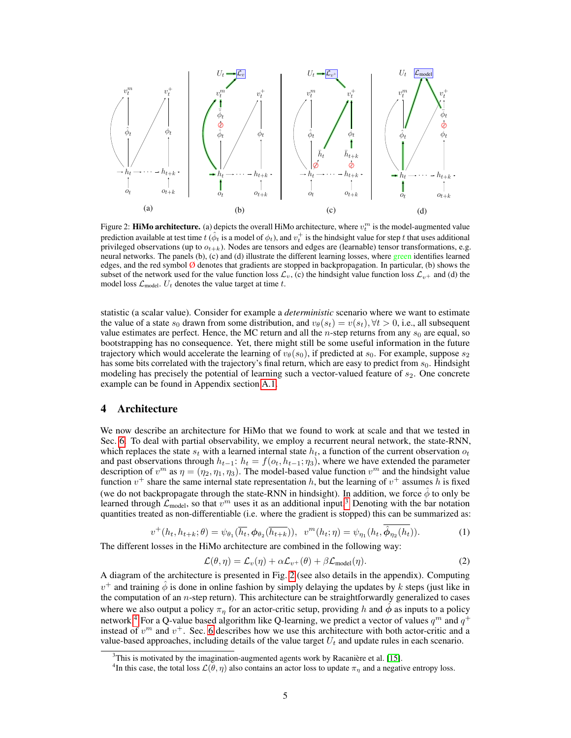Figure 2: **HiMo architecture.** (a) depicts the overall HiMo architecture, where $v_t^m$ is the model-augmented value prediction available at test time $t$ ($\hat{\phi}_t$ is a model of $\phi_t$), and $v_t^+$ is the hindsight value for step $t$ that uses additional privileged observations (up to $o_{t+k}$). Nodes are tensors and edges are (learnable) tensor transformations, e.g. neural networks. The panels (b), (c) and (d) illustrate the different learning losses, where green identifies learned edges, and the red symbol ∅ denotes that gradients are stopped in backpropagation. In particular, (b) shows the subset of the network used for the value function loss $\mathcal{L}_v$, (c) the hindsight value function loss $\mathcal{L}_{v^+}$ and (d) the model loss $\mathcal{L}_{\text{model}}$. $U_t$ denotes the value target at time $t$.

statistic (a scalar value). Consider for example a *deterministic* scenario where we want to estimate the value of a state $s_0$ drawn from some distribution, and $v_\theta(s_t) = v(s_t), \forall t > 0$, i.e., all subsequent value estimates are perfect. Hence, the MC return and all the $n$-step returns from any $s_0$ are equal, so bootstrapping has no consequence. Yet, there might still be some useful information in the future trajectory which would accelerate the learning of $v_\theta(s_0)$, if predicted at $s_0$. For example, suppose $s_2$ has some bits correlated with the trajectory's final return, which are easy to predict from $s_0$. Hindsight modeling has precisely the potential of learning such a vector-valued feature of $s_2$. One concrete example can be found in Appendix section A.1.

## 4 Architecture

We now describe an architecture for HiMo that we found to work at scale and that we tested in Sec. 6. To deal with partial observability, we employ a recurrent neural network, the state-RNN, which replaces the state $s_t$ with a learned internal state $h_t$, a function of the current observation $o_t$ and past observations through $h_{t-1}$: $h_t = f(o_t, h_{t-1}; \eta_3)$, where we have extended the parameter description of $v^m$ as $\eta = (\eta_2, \eta_1, \eta_3)$. The model-based value function $v^m$ and the hindsight value function $v^+$ share the same internal state representation $h$, but the learning of $v^+$ assumes $h$ is fixed (we do not backpropagate through the state-RNN in hindsight). In addition, we force $\hat{\phi}$ to only be learned through $\mathcal{L}_{\text{model}}$, so that $v^m$ uses it as an additional input.[3] Denoting with the bar notation quantities treated as non-differentiable (i.e. where the gradient is stopped) this can be summarized as:

$$v^+(h_t, h_{t+k}; \theta) = \psi_{\theta_1}(\overline{h_t}, \boldsymbol{\phi}_{\theta_2}(\overline{h_{t+k}})), \quad v^m(h_t; \eta) = \psi_{\eta_1}(h_t, \overline{\hat{\boldsymbol{\phi}}_{\eta_2}(h_t)}). \tag{1}$$

The different losses in the HiMo architecture are combined in the following way:

$$\mathcal{L}(\theta, \eta) = \mathcal{L}_v(\eta) + \alpha \mathcal{L}_{v^+}(\theta) + \beta \mathcal{L}_{\text{model}}(\eta). \tag{2}$$

A diagram of the architecture is presented in Fig. 2 (see also details in the appendix). Computing $v^+$ and training $\hat{\phi}$ is done in online fashion by simply delaying the updates by $k$ steps (just like in the computation of an $n$-step return). This architecture can be straightforwardly generalized to cases where we also output a policy $\pi_\eta$ for an actor-critic setup, providing $h$ and $\hat{\phi}$ as inputs to a policy network.[4] For a Q-value based algorithm like Q-learning, we predict a vector of values $q^m$ and $q^+$ instead of $v^m$ and $v^+$. Sec. 6 describes how we use this architecture with both actor-critic and a value-based approaches, including details of the value target $U_t$ and update rules in each scenario.

[3] This is motivated by the imagination-augmented agents work by Racanière et al. [15].

[4] In this case, the total loss $\mathcal{L}(\theta, \eta)$ also contains an actor loss to update $\pi_\eta$ and a negative entropy loss.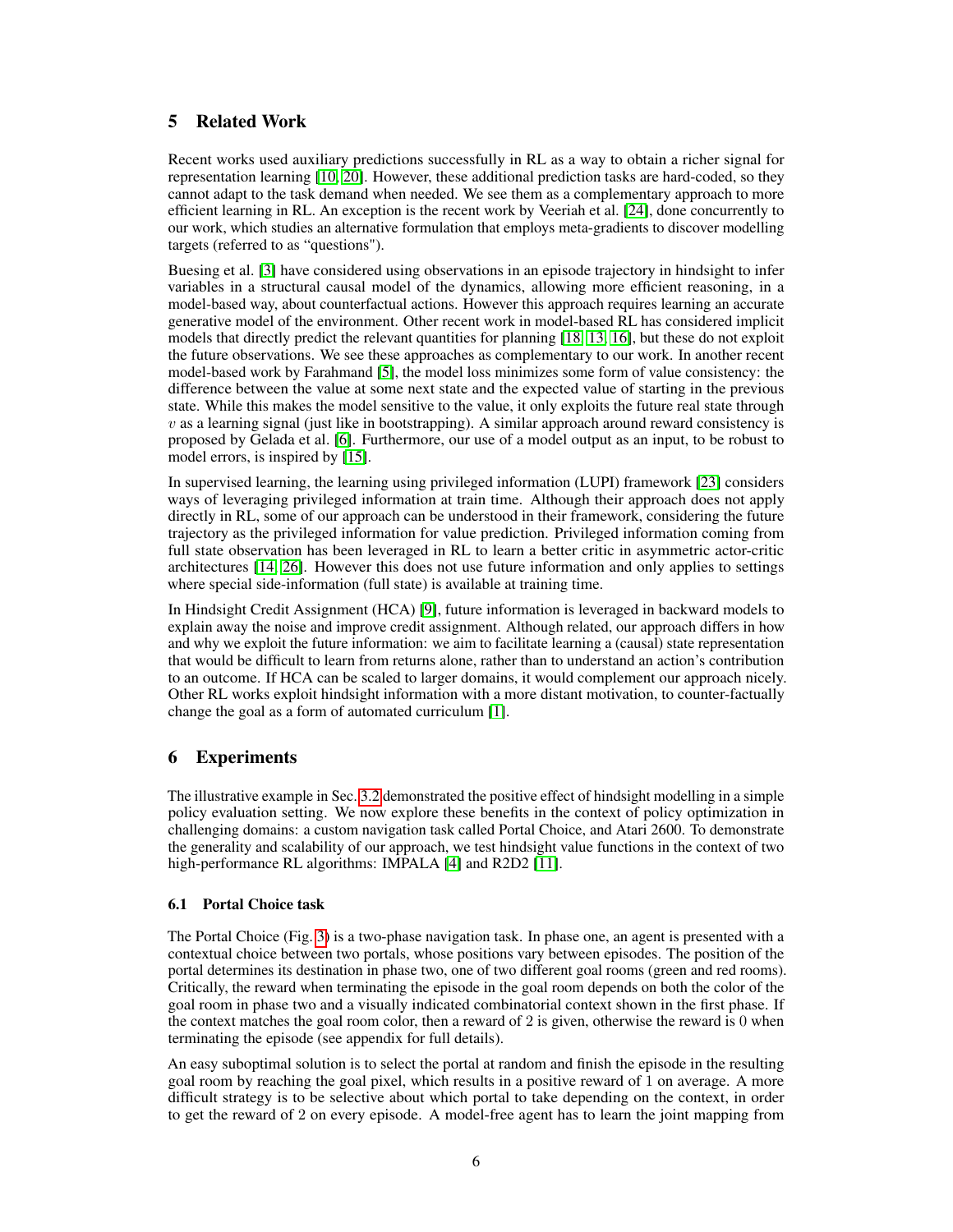## 5 Related Work

Recent works used auxiliary predictions successfully in RL as a way to obtain a richer signal for representation learning [10, 20]. However, these additional prediction tasks are hard-coded, so they cannot adapt to the task demand when needed. We see them as a complementary approach to more efficient learning in RL. An exception is the recent work by Veeriah et al. [24], done concurrently to our work, which studies an alternative formulation that employs meta-gradients to discover modelling targets (referred to as "questions").

Buesing et al. [3] have considered using observations in an episode trajectory in hindsight to infer variables in a structural causal model of the dynamics, allowing more efficient reasoning, in a model-based way, about counterfactual actions. However this approach requires learning an accurate generative model of the environment. Other recent work in model-based RL has considered implicit models that directly predict the relevant quantities for planning [18, 13, 16], but these do not exploit the future observations. We see these approaches as complementary to our work. In another recent model-based work by Farahmand [5], the model loss minimizes some form of value consistency: the difference between the value at some next state and the expected value of starting in the previous state. While this makes the model sensitive to the value, it only exploits the future real state through $v$ as a learning signal (just like in bootstrapping). A similar approach around reward consistency is proposed by Gelada et al. [6]. Furthermore, our use of a model output as an input, to be robust to model errors, is inspired by [15].

In supervised learning, the learning using privileged information (LUPI) framework [23] considers ways of leveraging privileged information at train time. Although their approach does not apply directly in RL, some of our approach can be understood in their framework, considering the future trajectory as the privileged information for value prediction. Privileged information coming from full state observation has been leveraged in RL to learn a better critic in asymmetric actor-critic architectures [14, 26]. However this does not use future information and only applies to settings where special side-information (full state) is available at training time.

In Hindsight Credit Assignment (HCA) [9], future information is leveraged in backward models to explain away the noise and improve credit assignment. Although related, our approach differs in how and why we exploit the future information: we aim to facilitate learning a (causal) state representation that would be difficult to learn from returns alone, rather than to understand an action's contribution to an outcome. If HCA can be scaled to larger domains, it would complement our approach nicely. Other RL works exploit hindsight information with a more distant motivation, to counter-factually change the goal as a form of automated curriculum [1].

## 6 Experiments

The illustrative example in Sec. 3.2 demonstrated the positive effect of hindsight modelling in a simple policy evaluation setting. We now explore these benefits in the context of policy optimization in challenging domains: a custom navigation task called Portal Choice, and Atari 2600. To demonstrate the generality and scalability of our approach, we test hindsight value functions in the context of two high-performance RL algorithms: IMPALA [4] and R2D2 [11].

### 6.1 Portal Choice task

The Portal Choice (Fig. 3) is a two-phase navigation task. In phase one, an agent is presented with a contextual choice between two portals, whose positions vary between episodes. The position of the portal determines its destination in phase two, one of two different goal rooms (green and red rooms). Critically, the reward when terminating the episode in the goal room depends on both the color of the goal room in phase two and a visually indicated combinatorial context shown in the first phase. If the context matches the goal room color, then a reward of 2 is given, otherwise the reward is 0 when terminating the episode (see appendix for full details).

An easy suboptimal solution is to select the portal at random and finish the episode in the resulting goal room by reaching the goal pixel, which results in a positive reward of 1 on average. A more difficult strategy is to be selective about which portal to take depending on the context, in order to get the reward of 2 on every episode. A model-free agent has to learn the joint mapping from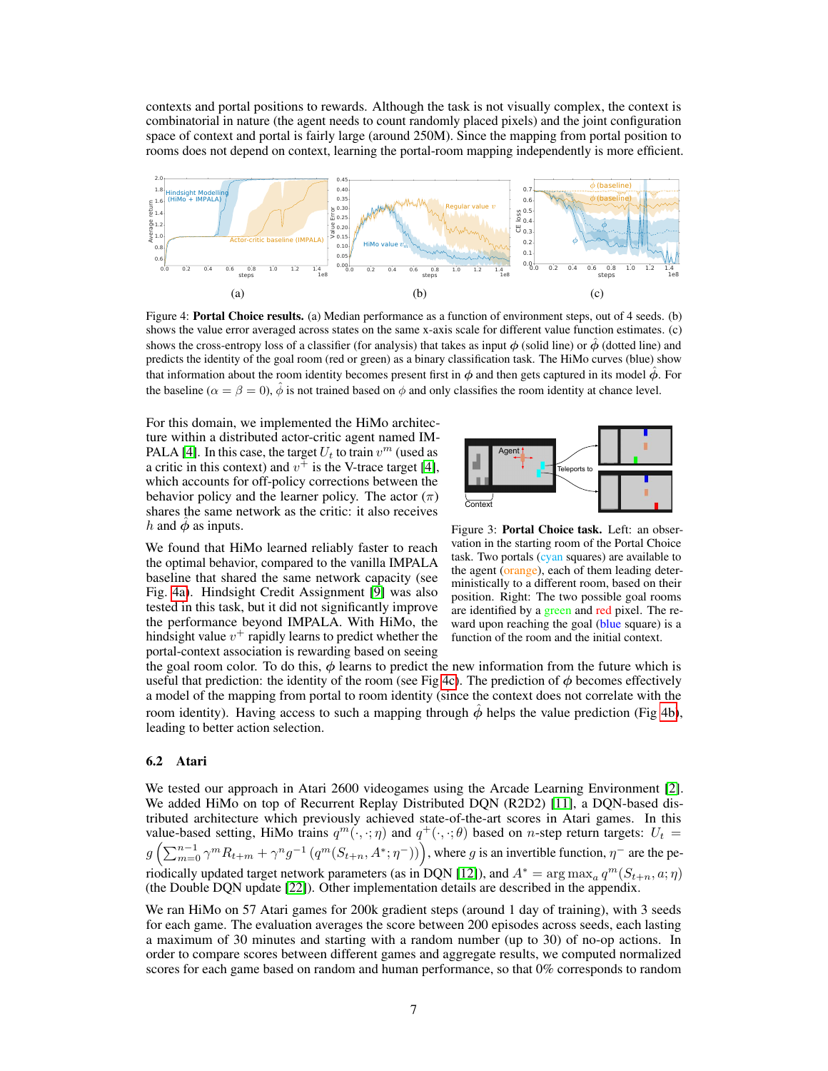contexts and portal positions to rewards. Although the task is not visually complex, the context is combinatorial in nature (the agent needs to count randomly placed pixels) and the joint configuration space of context and portal is fairly large (around 250M). Since the mapping from portal position to rooms does not depend on context, learning the portal-room mapping independently is more efficient.

Figure 4: **Portal Choice results.** (a) Median performance as a function of environment steps, out of 4 seeds. (b) shows the value error averaged across states on the same x-axis scale for different value function estimates. (c) shows the cross-entropy loss of a classifier (for analysis) that takes as input $\phi$ (solid line) or $\hat{\phi}$ (dotted line) and predicts the identity of the goal room (red or green) as a binary classification task. The HiMo curves (blue) show that information about the room identity becomes present first in $\phi$ and then gets captured in its model $\hat{\phi}$. For the baseline ($\alpha = \beta = 0$), $\hat{\phi}$ is not trained based on $\phi$ and only classifies the room identity at chance level.

For this domain, we implemented the HiMo architecture within a distributed actor-critic agent named IMPALA [4]. In this case, the target $U_t$ to train $v^m$ (used as a critic in this context) and $v^+$ is the V-trace target [4], which accounts for off-policy corrections between the behavior policy and the learner policy. The actor ($\pi$) shares the same network as the critic: it also receives $h$ and $\hat{\phi}$ as inputs.

Figure 3: **Portal Choice task.** Left: an observation in the starting room of the Portal Choice task. Two portals (cyan squares) are available to the agent (orange), each of them leading deterministically to a different room, based on their position. Right: The two possible goal rooms are identified by a green and red pixel. The reward upon reaching the goal (blue square) is a function of the room and the initial context.

We found that HiMo learned reliably faster to reach the optimal behavior, compared to the vanilla IMPALA baseline that shared the same network capacity (see Fig. 4a). Hindsight Credit Assignment [9] was also tested in this task, but it did not significantly improve the performance beyond IMPALA. With HiMo, the hindsight value $v^+$ rapidly learns to predict whether the portal-context association is rewarding based on seeing the goal room color. To do this, $\phi$ learns to predict the new information from the future which is useful that prediction: the identity of the room (see Fig 4c). The prediction of $\phi$ becomes effectively a model of the mapping from portal to room identity (since the context does not correlate with the room identity). Having access to such a mapping through $\hat{\phi}$ helps the value prediction (Fig 4b), leading to better action selection.

## 6.2 Atari

We tested our approach in Atari 2600 videogames using the Arcade Learning Environment [2]. We added HiMo on top of Recurrent Replay Distributed DQN (R2D2) [11], a DQN-based distributed architecture which previously achieved state-of-the-art scores in Atari games. In this value-based setting, HiMo trains $q^m(\cdot, \cdot; \eta)$ and $q^+(\cdot, \cdot; \theta)$ based on $n$-step return targets: $U_t = g\left(\sum_{m=0}^{n-1} \gamma^m R_{t+m} + \gamma^n g^{-1}\left(q^m(S_{t+n}, A^*; \eta^-)\right)\right)$, where $g$ is an invertible function, $\eta^-$ are the periodically updated target network parameters (as in DQN [12]), and $A^* = \arg\max_a q^m(S_{t+n}, a; \eta)$ (the Double DQN update [22]). Other implementation details are described in the appendix.

We ran HiMo on 57 Atari games for 200k gradient steps (around 1 day of training), with 3 seeds for each game. The evaluation averages the score between 200 episodes across seeds, each lasting a maximum of 30 minutes and starting with a random number (up to 30) of no-op actions. In order to compare scores between different games and aggregate results, we computed normalized scores for each game based on random and human performance, so that 0% corresponds to random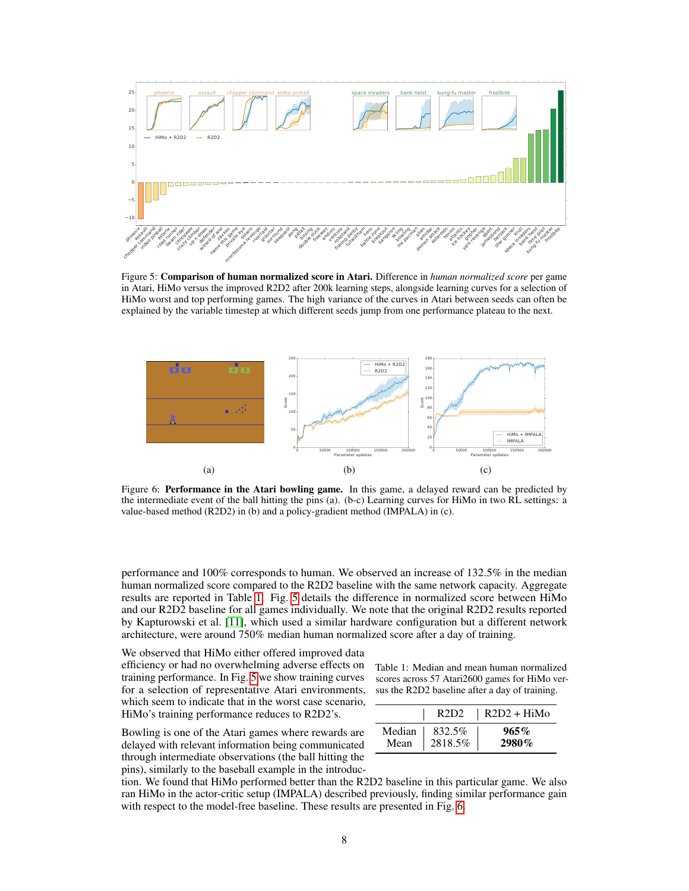Figure 5: **Comparison of human normalized score in Atari.** Difference in *human normalized score* per game in Atari, HiMo versus the improved R2D2 after 200k learning steps, alongside learning curves for a selection of HiMo worst and top performing games. The high variance of the curves in Atari between seeds can often be explained by the variable timestep at which different seeds jump from one performance plateau to the next.

Figure 6: **Performance in the Atari bowling game.** In this game, a delayed reward can be predicted by the intermediate event of the ball hitting the pins (a). (b-c) Learning curves for HiMo in two RL settings: a value-based method (R2D2) in (b) and a policy-gradient method (IMPALA) in (c).

performance and 100% corresponds to human. We observed an increase of 132.5% in the median human normalized score compared to the R2D2 baseline with the same network capacity. Aggregate results are reported in Table 1. Fig. 5 details the difference in normalized score between HiMo and our R2D2 baseline for all games individually. We note that the original R2D2 results reported by Kapturowski et al. [11], which used a similar hardware configuration but a different network architecture, were around 750% median human normalized score after a day of training.

We observed that HiMo either offered improved data efficiency or had no overwhelming adverse effects on training performance. In Fig. 5 we show training curves for a selection of representative Atari environments, which seem to indicate that in the worst case scenario, HiMo's training performance reduces to R2D2's.

Table 1: Median and mean human normalized scores across 57 Atari2600 games for HiMo versus the R2D2 baseline after a day of training.

| | R2D2 | R2D2 + HiMo |
|---|---|---|
| Median | 832.5% | **965%** |
| Mean | 2818.5% | **2980%** |

Bowling is one of the Atari games where rewards are delayed with relevant information being communicated through intermediate observations (the ball hitting the pins), similarly to the baseball example in the introduction. We found that HiMo performed better than the R2D2 baseline in this particular game. We also ran HiMo in the actor-critic setup (IMPALA) described previously, finding similar performance gain with respect to the model-free baseline. These results are presented in Fig. 6.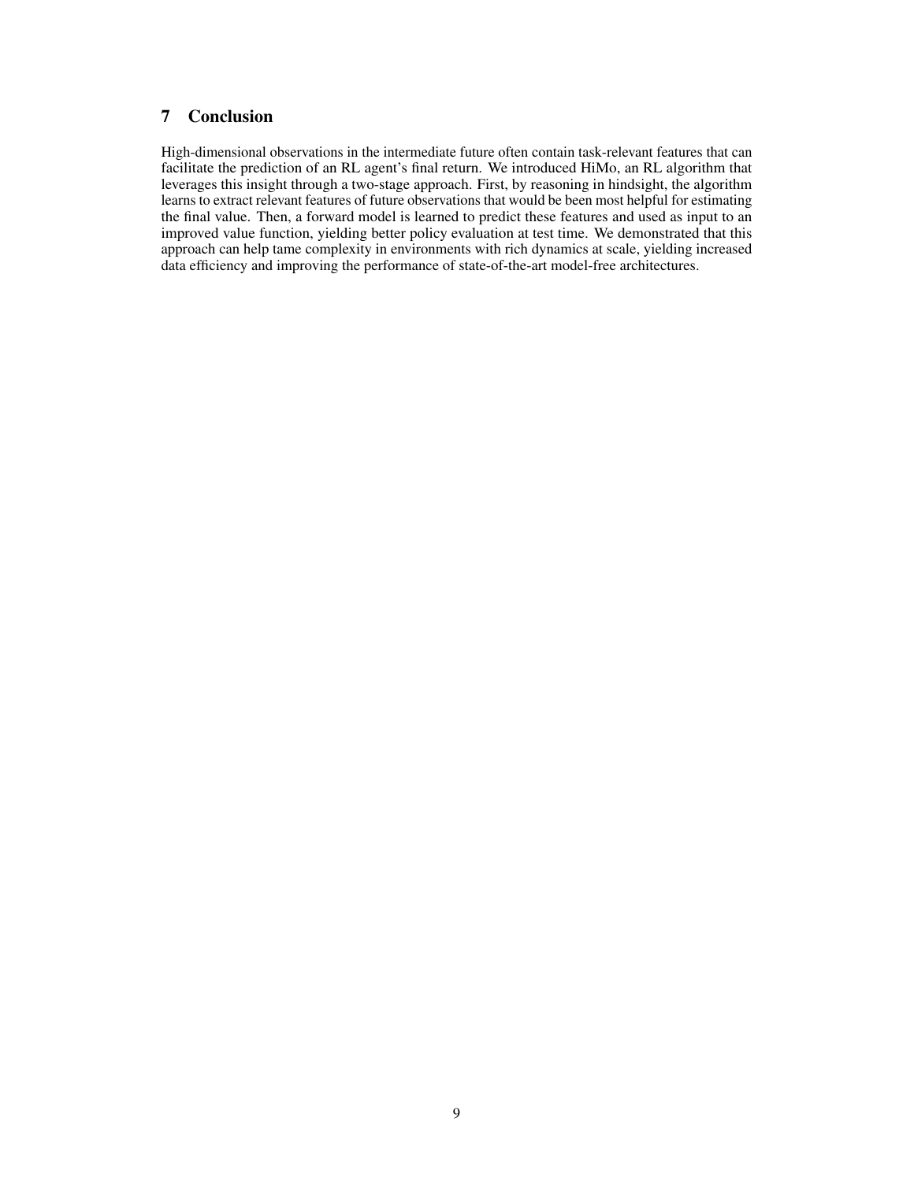## 7 Conclusion

High-dimensional observations in the intermediate future often contain task-relevant features that can facilitate the prediction of an RL agent's final return. We introduced HiMo, an RL algorithm that leverages this insight through a two-stage approach. First, by reasoning in hindsight, the algorithm learns to extract relevant features of future observations that would be been most helpful for estimating the final value. Then, a forward model is learned to predict these features and used as input to an improved value function, yielding better policy evaluation at test time. We demonstrated that this approach can help tame complexity in environments with rich dynamics at scale, yielding increased data efficiency and improving the performance of state-of-the-art model-free architectures.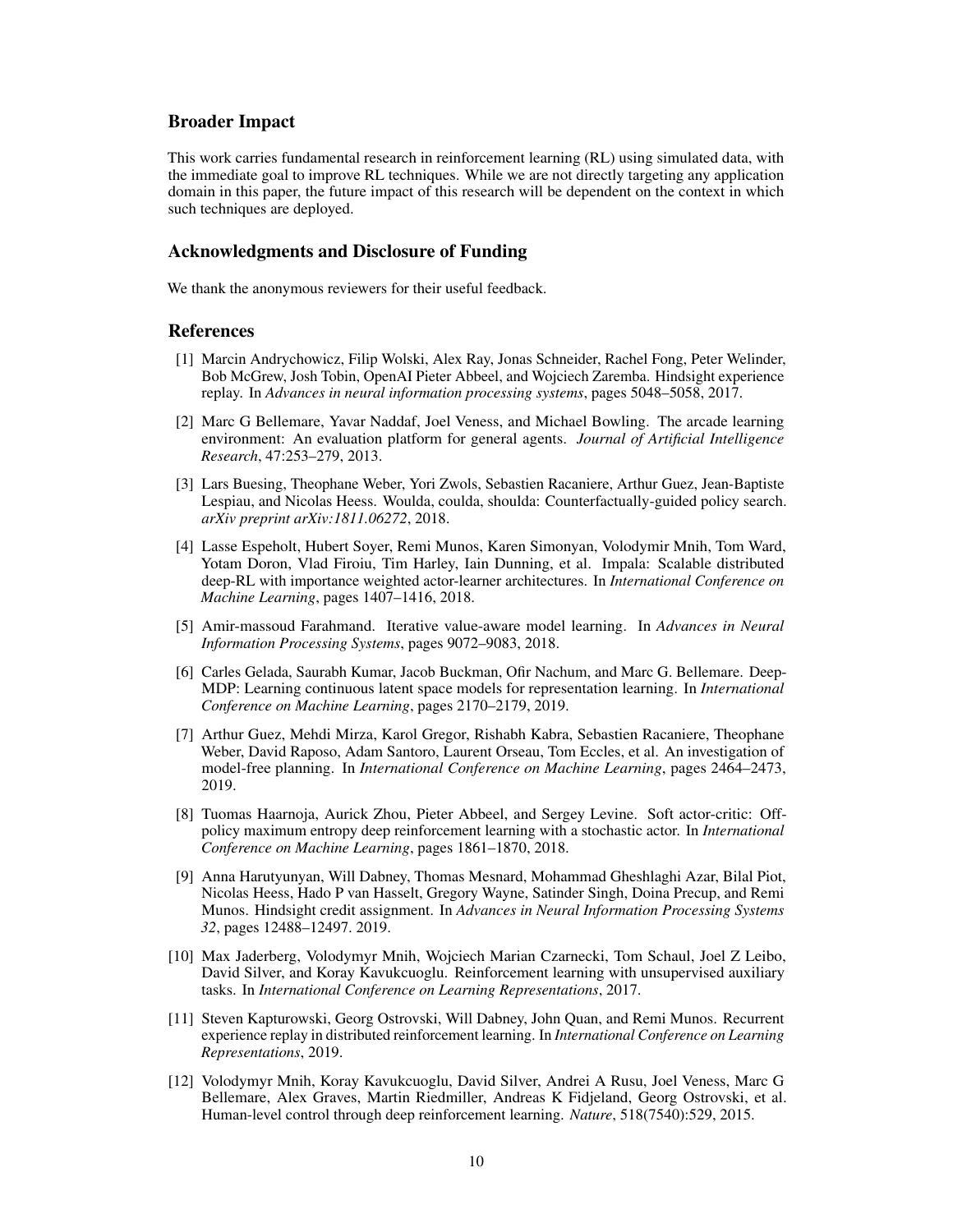## Broader Impact

This work carries fundamental research in reinforcement learning (RL) using simulated data, with the immediate goal to improve RL techniques. While we are not directly targeting any application domain in this paper, the future impact of this research will be dependent on the context in which such techniques are deployed.

## Acknowledgments and Disclosure of Funding

We thank the anonymous reviewers for their useful feedback.

## References

[1] Marcin Andrychowicz, Filip Wolski, Alex Ray, Jonas Schneider, Rachel Fong, Peter Welinder, Bob McGrew, Josh Tobin, OpenAI Pieter Abbeel, and Wojciech Zaremba. Hindsight experience replay. In *Advances in neural information processing systems*, pages 5048–5058, 2017.

[2] Marc G Bellemare, Yavar Naddaf, Joel Veness, and Michael Bowling. The arcade learning environment: An evaluation platform for general agents. *Journal of Artificial Intelligence Research*, 47:253–279, 2013.

[3] Lars Buesing, Theophane Weber, Yori Zwols, Sebastien Racaniere, Arthur Guez, Jean-Baptiste Lespiau, and Nicolas Heess. Woulda, coulda, shoulda: Counterfactually-guided policy search. *arXiv preprint arXiv:1811.06272*, 2018.

[4] Lasse Espeholt, Hubert Soyer, Remi Munos, Karen Simonyan, Volodymir Mnih, Tom Ward, Yotam Doron, Vlad Firoiu, Tim Harley, Iain Dunning, et al. Impala: Scalable distributed deep-RL with importance weighted actor-learner architectures. In *International Conference on Machine Learning*, pages 1407–1416, 2018.

[5] Amir-massoud Farahmand. Iterative value-aware model learning. In *Advances in Neural Information Processing Systems*, pages 9072–9083, 2018.

[6] Carles Gelada, Saurabh Kumar, Jacob Buckman, Ofir Nachum, and Marc G. Bellemare. DeepMDP: Learning continuous latent space models for representation learning. In *International Conference on Machine Learning*, pages 2170–2179, 2019.

[7] Arthur Guez, Mehdi Mirza, Karol Gregor, Rishabh Kabra, Sebastien Racaniere, Theophane Weber, David Raposo, Adam Santoro, Laurent Orseau, Tom Eccles, et al. An investigation of model-free planning. In *International Conference on Machine Learning*, pages 2464–2473, 2019.

[8] Tuomas Haarnoja, Aurick Zhou, Pieter Abbeel, and Sergey Levine. Soft actor-critic: Off-policy maximum entropy deep reinforcement learning with a stochastic actor. In *International Conference on Machine Learning*, pages 1861–1870, 2018.

[9] Anna Harutyunyan, Will Dabney, Thomas Mesnard, Mohammad Gheshlaghi Azar, Bilal Piot, Nicolas Heess, Hado P van Hasselt, Gregory Wayne, Satinder Singh, Doina Precup, and Remi Munos. Hindsight credit assignment. In *Advances in Neural Information Processing Systems 32*, pages 12488–12497. 2019.

[10] Max Jaderberg, Volodymyr Mnih, Wojciech Marian Czarnecki, Tom Schaul, Joel Z Leibo, David Silver, and Koray Kavukcuoglu. Reinforcement learning with unsupervised auxiliary tasks. In *International Conference on Learning Representations*, 2017.

[11] Steven Kapturowski, Georg Ostrovski, Will Dabney, John Quan, and Remi Munos. Recurrent experience replay in distributed reinforcement learning. In *International Conference on Learning Representations*, 2019.

[12] Volodymyr Mnih, Koray Kavukcuoglu, David Silver, Andrei A Rusu, Joel Veness, Marc G Bellemare, Alex Graves, Martin Riedmiller, Andreas K Fidjeland, Georg Ostrovski, et al. Human-level control through deep reinforcement learning. *Nature*, 518(7540):529, 2015.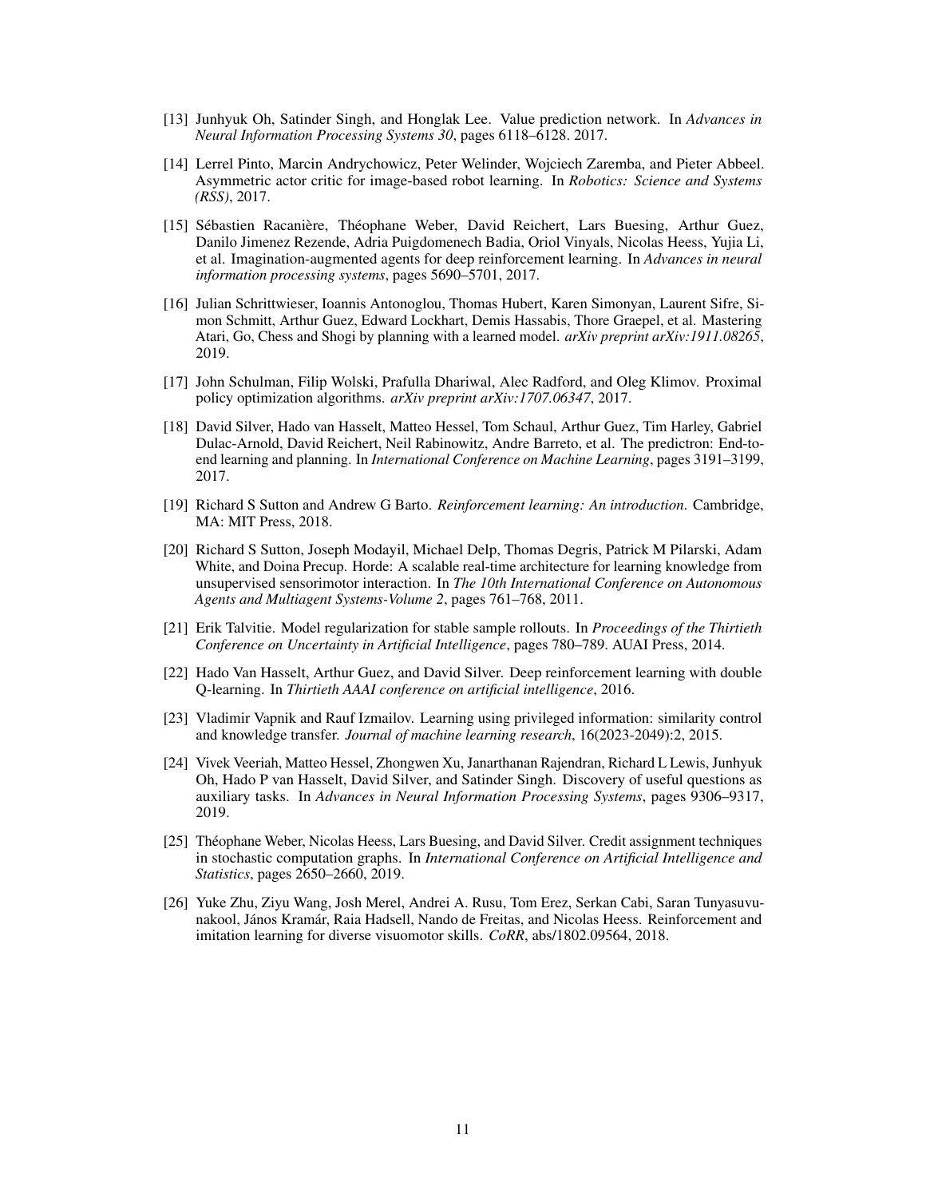[13] Junhyuk Oh, Satinder Singh, and Honglak Lee. Value prediction network. In *Advances in Neural Information Processing Systems 30*, pages 6118–6128. 2017.

[14] Lerrel Pinto, Marcin Andrychowicz, Peter Welinder, Wojciech Zaremba, and Pieter Abbeel. Asymmetric actor critic for image-based robot learning. In *Robotics: Science and Systems (RSS)*, 2017.

[15] Sébastien Racanière, Théophane Weber, David Reichert, Lars Buesing, Arthur Guez, Danilo Jimenez Rezende, Adria Puigdomenech Badia, Oriol Vinyals, Nicolas Heess, Yujia Li, et al. Imagination-augmented agents for deep reinforcement learning. In *Advances in neural information processing systems*, pages 5690–5701, 2017.

[16] Julian Schrittwieser, Ioannis Antonoglou, Thomas Hubert, Karen Simonyan, Laurent Sifre, Simon Schmitt, Arthur Guez, Edward Lockhart, Demis Hassabis, Thore Graepel, et al. Mastering Atari, Go, Chess and Shogi by planning with a learned model. *arXiv preprint arXiv:1911.08265*, 2019.

[17] John Schulman, Filip Wolski, Prafulla Dhariwal, Alec Radford, and Oleg Klimov. Proximal policy optimization algorithms. *arXiv preprint arXiv:1707.06347*, 2017.

[18] David Silver, Hado van Hasselt, Matteo Hessel, Tom Schaul, Arthur Guez, Tim Harley, Gabriel Dulac-Arnold, David Reichert, Neil Rabinowitz, Andre Barreto, et al. The predictron: End-to-end learning and planning. In *International Conference on Machine Learning*, pages 3191–3199, 2017.

[19] Richard S Sutton and Andrew G Barto. *Reinforcement learning: An introduction*. Cambridge, MA: MIT Press, 2018.

[20] Richard S Sutton, Joseph Modayil, Michael Delp, Thomas Degris, Patrick M Pilarski, Adam White, and Doina Precup. Horde: A scalable real-time architecture for learning knowledge from unsupervised sensorimotor interaction. In *The 10th International Conference on Autonomous Agents and Multiagent Systems-Volume 2*, pages 761–768, 2011.

[21] Erik Talvitie. Model regularization for stable sample rollouts. In *Proceedings of the Thirtieth Conference on Uncertainty in Artificial Intelligence*, pages 780–789. AUAI Press, 2014.

[22] Hado Van Hasselt, Arthur Guez, and David Silver. Deep reinforcement learning with double Q-learning. In *Thirtieth AAAI conference on artificial intelligence*, 2016.

[23] Vladimir Vapnik and Rauf Izmailov. Learning using privileged information: similarity control and knowledge transfer. *Journal of machine learning research*, 16(2023-2049):2, 2015.

[24] Vivek Veeriah, Matteo Hessel, Zhongwen Xu, Janarthanan Rajendran, Richard L Lewis, Junhyuk Oh, Hado P van Hasselt, David Silver, and Satinder Singh. Discovery of useful questions as auxiliary tasks. In *Advances in Neural Information Processing Systems*, pages 9306–9317, 2019.

[25] Théophane Weber, Nicolas Heess, Lars Buesing, and David Silver. Credit assignment techniques in stochastic computation graphs. In *International Conference on Artificial Intelligence and Statistics*, pages 2650–2660, 2019.

[26] Yuke Zhu, Ziyu Wang, Josh Merel, Andrei A. Rusu, Tom Erez, Serkan Cabi, Saran Tunyasuvunakool, János Kramár, Raia Hadsell, Nando de Freitas, and Nicolas Heess. Reinforcement and imitation learning for diverse visuomotor skills. *CoRR*, abs/1802.09564, 2018.